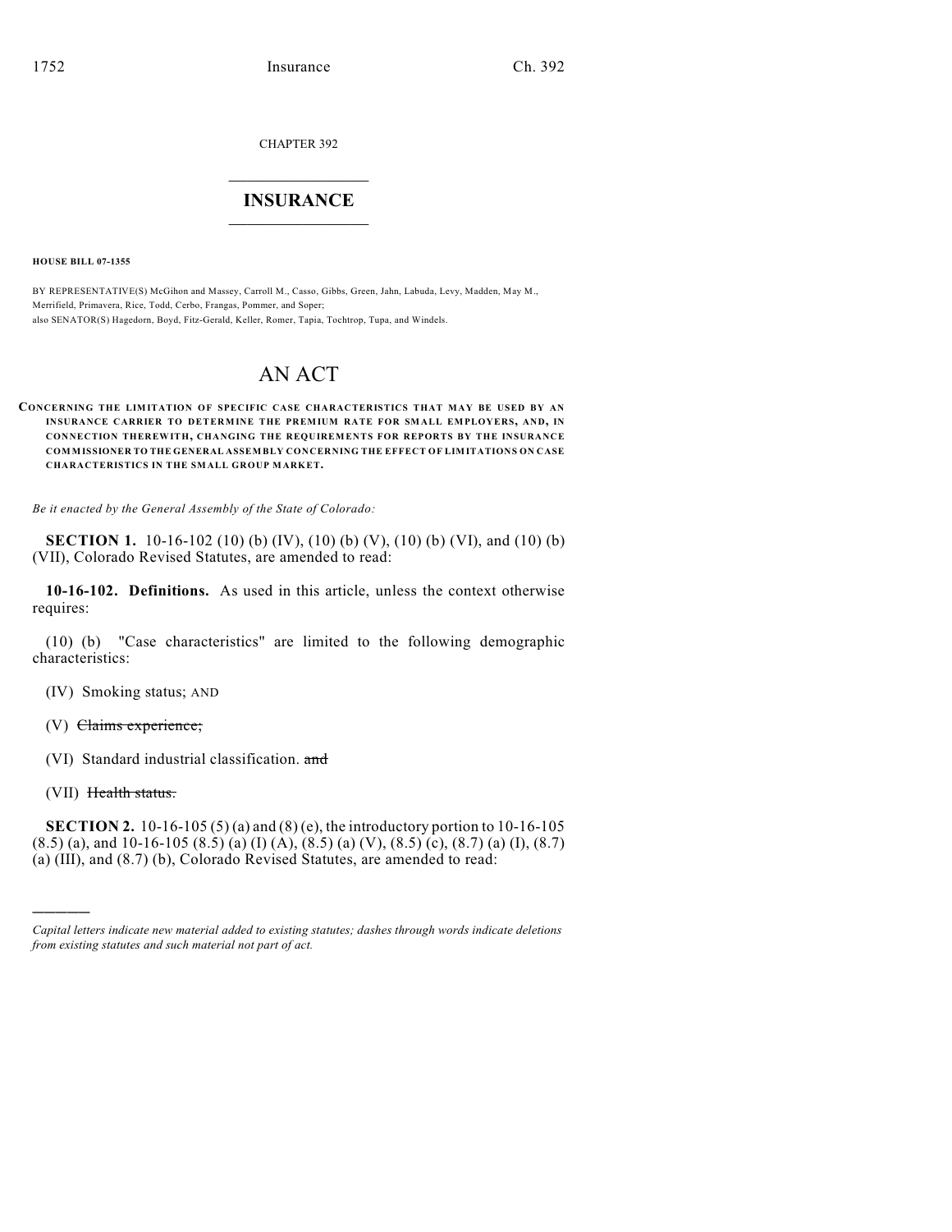CHAPTER 392

# INSURANCE

**HOUSE BILL 07-1355**

BY REPRESENTATIVE(S) McGihon and Massey, Carroll M., Casso, Gibbs, Green, Jahn, Labuda, Levy, Madden, May M., Merrifield, Primavera, Rice, Todd, Cerbo, Frangas, Pommer, and Soper;
also SENATOR(S) Hagedorn, Boyd, Fitz-Gerald, Keller, Romer, Tapia, Tochtrop, Tupa, and Windels.

# AN ACT

**CONCERNING THE LIMITATION OF SPECIFIC CASE CHARACTERISTICS THAT MAY BE USED BY AN INSURANCE CARRIER TO DETERMINE THE PREMIUM RATE FOR SMALL EMPLOYERS, AND, IN CONNECTION THEREWITH, CHANGING THE REQUIREMENTS FOR REPORTS BY THE INSURANCE COMMISSIONER TO THE GENERAL ASSEMBLY CONCERNING THE EFFECT OF LIMITATIONS ON CASE CHARACTERISTICS IN THE SMALL GROUP MARKET.**

*Be it enacted by the General Assembly of the State of Colorado:*

**SECTION 1.** 10-16-102 (10) (b) (IV), (10) (b) (V), (10) (b) (VI), and (10) (b) (VII), Colorado Revised Statutes, are amended to read:

**10-16-102. Definitions.** As used in this article, unless the context otherwise requires:

(10) (b) "Case characteristics" are limited to the following demographic characteristics:

(IV) Smoking status; AND

(V) ~~Claims experience;~~

(VI) Standard industrial classification. ~~and~~

(VII) ~~Health status.~~

**SECTION 2.** 10-16-105 (5) (a) and (8) (e), the introductory portion to 10-16-105 (8.5) (a), and 10-16-105 (8.5) (a) (I) (A), (8.5) (a) (V), (8.5) (c), (8.7) (a) (I), (8.7) (a) (III), and (8.7) (b), Colorado Revised Statutes, are amended to read:

---

*Capital letters indicate new material added to existing statutes; dashes through words indicate deletions from existing statutes and such material not part of act.*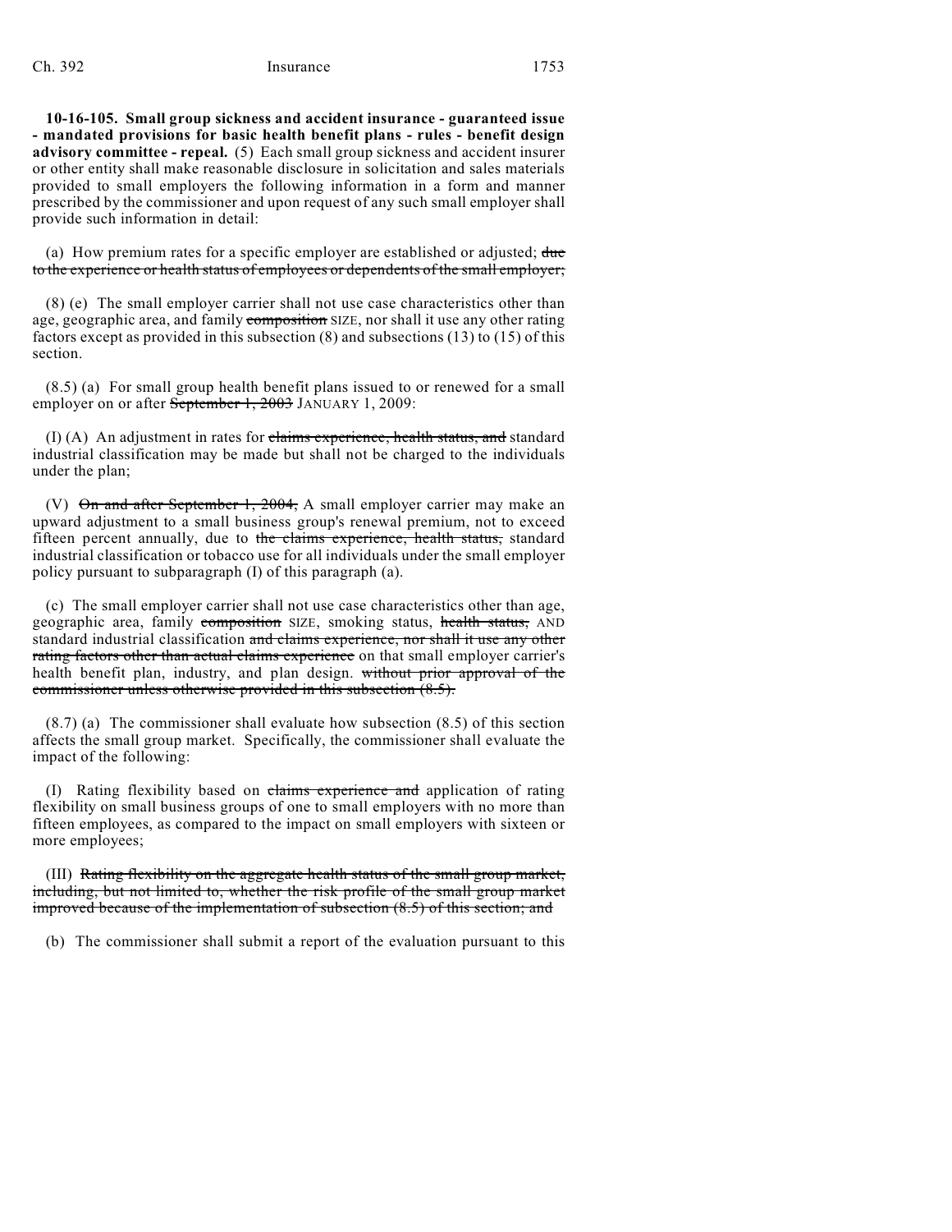**10-16-105. Small group sickness and accident insurance - guaranteed issue - mandated provisions for basic health benefit plans - rules - benefit design advisory committee - repeal.** (5) Each small group sickness and accident insurer or other entity shall make reasonable disclosure in solicitation and sales materials provided to small employers the following information in a form and manner prescribed by the commissioner and upon request of any such small employer shall provide such information in detail:

(a) How premium rates for a specific employer are established or adjusted; ~~due to the experience or health status of employees or dependents of the small employer;~~

(8) (e) The small employer carrier shall not use case characteristics other than age, geographic area, and family ~~composition~~ SIZE, nor shall it use any other rating factors except as provided in this subsection (8) and subsections (13) to (15) of this section.

(8.5) (a) For small group health benefit plans issued to or renewed for a small employer on or after ~~September 1, 2003~~ JANUARY 1, 2009:

(I) (A) An adjustment in rates for ~~claims experience, health status, and~~ standard industrial classification may be made but shall not be charged to the individuals under the plan;

(V) ~~On and after September 1, 2004,~~ A small employer carrier may make an upward adjustment to a small business group's renewal premium, not to exceed fifteen percent annually, due to ~~the claims experience, health status,~~ standard industrial classification or tobacco use for all individuals under the small employer policy pursuant to subparagraph (I) of this paragraph (a).

(c) The small employer carrier shall not use case characteristics other than age, geographic area, family ~~composition~~ SIZE, smoking status, ~~health status,~~ AND standard industrial classification ~~and claims experience, nor shall it use any other rating factors other than actual claims experience~~ on that small employer carrier's health benefit plan, industry, and plan design. ~~without prior approval of the commissioner unless otherwise provided in this subsection (8.5).~~

(8.7) (a) The commissioner shall evaluate how subsection (8.5) of this section affects the small group market. Specifically, the commissioner shall evaluate the impact of the following:

(I) Rating flexibility based on ~~claims experience and~~ application of rating flexibility on small business groups of one to small employers with no more than fifteen employees, as compared to the impact on small employers with sixteen or more employees;

(III) ~~Rating flexibility on the aggregate health status of the small group market, including, but not limited to, whether the risk profile of the small group market improved because of the implementation of subsection (8.5) of this section; and~~

(b) The commissioner shall submit a report of the evaluation pursuant to this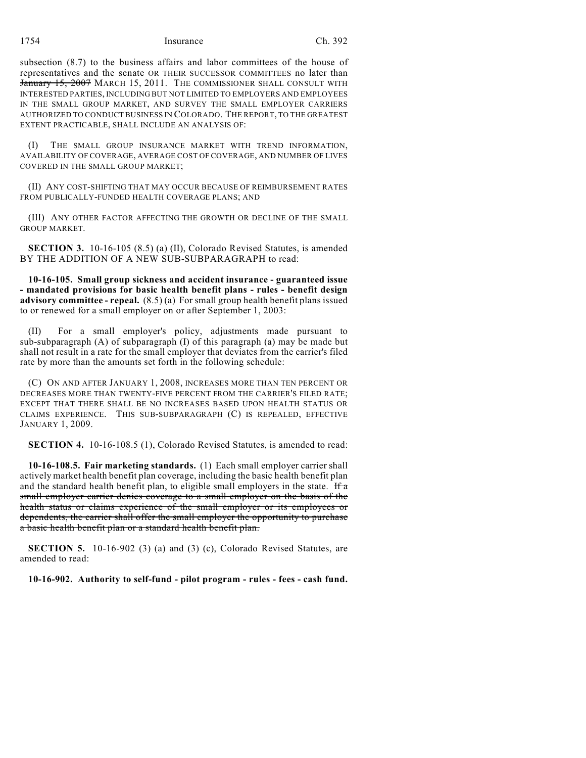subsection (8.7) to the business affairs and labor committees of the house of representatives and the senate OR THEIR SUCCESSOR COMMITTEES no later than ~~January 15, 2007~~ MARCH 15, 2011. THE COMMISSIONER SHALL CONSULT WITH INTERESTED PARTIES, INCLUDING BUT NOT LIMITED TO EMPLOYERS AND EMPLOYEES IN THE SMALL GROUP MARKET, AND SURVEY THE SMALL EMPLOYER CARRIERS AUTHORIZED TO CONDUCT BUSINESS IN COLORADO. THE REPORT, TO THE GREATEST EXTENT PRACTICABLE, SHALL INCLUDE AN ANALYSIS OF:

(I) THE SMALL GROUP INSURANCE MARKET WITH TREND INFORMATION, AVAILABILITY OF COVERAGE, AVERAGE COST OF COVERAGE, AND NUMBER OF LIVES COVERED IN THE SMALL GROUP MARKET;

(II) ANY COST-SHIFTING THAT MAY OCCUR BECAUSE OF REIMBURSEMENT RATES FROM PUBLICALLY-FUNDED HEALTH COVERAGE PLANS; AND

(III) ANY OTHER FACTOR AFFECTING THE GROWTH OR DECLINE OF THE SMALL GROUP MARKET.

**SECTION 3.** 10-16-105 (8.5) (a) (II), Colorado Revised Statutes, is amended BY THE ADDITION OF A NEW SUB-SUBPARAGRAPH to read:

**10-16-105. Small group sickness and accident insurance - guaranteed issue - mandated provisions for basic health benefit plans - rules - benefit design advisory committee - repeal.** (8.5) (a) For small group health benefit plans issued to or renewed for a small employer on or after September 1, 2003:

(II) For a small employer's policy, adjustments made pursuant to sub-subparagraph (A) of subparagraph (I) of this paragraph (a) may be made but shall not result in a rate for the small employer that deviates from the carrier's filed rate by more than the amounts set forth in the following schedule:

(C) ON AND AFTER JANUARY 1, 2008, INCREASES MORE THAN TEN PERCENT OR DECREASES MORE THAN TWENTY-FIVE PERCENT FROM THE CARRIER'S FILED RATE; EXCEPT THAT THERE SHALL BE NO INCREASES BASED UPON HEALTH STATUS OR CLAIMS EXPERIENCE. THIS SUB-SUBPARAGRAPH (C) IS REPEALED, EFFECTIVE JANUARY 1, 2009.

**SECTION 4.** 10-16-108.5 (1), Colorado Revised Statutes, is amended to read:

**10-16-108.5. Fair marketing standards.** (1) Each small employer carrier shall actively market health benefit plan coverage, including the basic health benefit plan and the standard health benefit plan, to eligible small employers in the state. ~~If a small employer carrier denies coverage to a small employer on the basis of the health status or claims experience of the small employer or its employees or dependents, the carrier shall offer the small employer the opportunity to purchase a basic health benefit plan or a standard health benefit plan.~~

**SECTION 5.** 10-16-902 (3) (a) and (3) (c), Colorado Revised Statutes, are amended to read:

**10-16-902. Authority to self-fund - pilot program - rules - fees - cash fund.**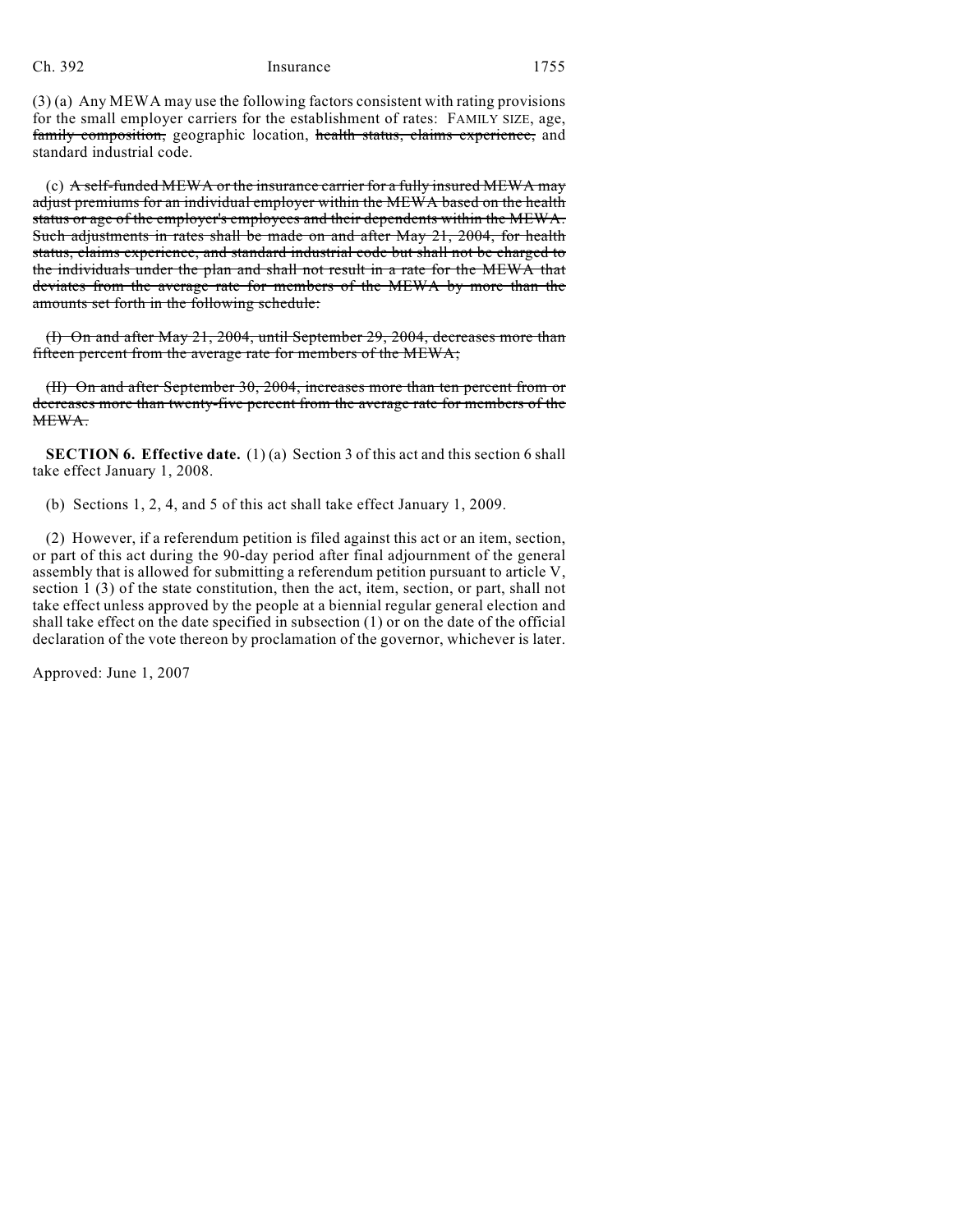(3) (a) Any MEWA may use the following factors consistent with rating provisions for the small employer carriers for the establishment of rates: FAMILY SIZE, age, ~~family composition,~~ geographic location, ~~health status, claims experience,~~ and standard industrial code.

(c) ~~A self-funded MEWA or the insurance carrier for a fully insured MEWA may adjust premiums for an individual employer within the MEWA based on the health status or age of the employer's employees and their dependents within the MEWA. Such adjustments in rates shall be made on and after May 21, 2004, for health status, claims experience, and standard industrial code but shall not be charged to the individuals under the plan and shall not result in a rate for the MEWA that deviates from the average rate for members of the MEWA by more than the amounts set forth in the following schedule:~~

~~(I) On and after May 21, 2004, until September 29, 2004, decreases more than fifteen percent from the average rate for members of the MEWA;~~

~~(II) On and after September 30, 2004, increases more than ten percent from or decreases more than twenty-five percent from the average rate for members of the MEWA.~~

**SECTION 6. Effective date.** (1) (a) Section 3 of this act and this section 6 shall take effect January 1, 2008.

(b) Sections 1, 2, 4, and 5 of this act shall take effect January 1, 2009.

(2) However, if a referendum petition is filed against this act or an item, section, or part of this act during the 90-day period after final adjournment of the general assembly that is allowed for submitting a referendum petition pursuant to article V, section 1 (3) of the state constitution, then the act, item, section, or part, shall not take effect unless approved by the people at a biennial regular general election and shall take effect on the date specified in subsection (1) or on the date of the official declaration of the vote thereon by proclamation of the governor, whichever is later.

Approved: June 1, 2007